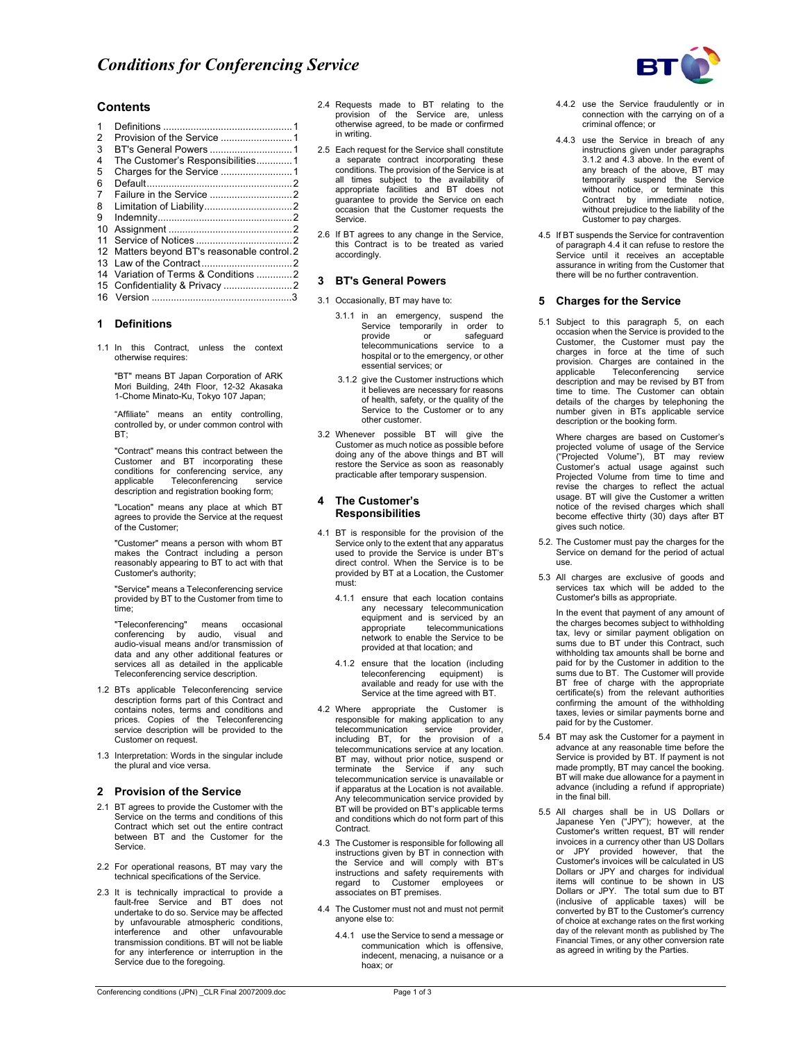# Conditions for Conferencing Service

## Contents

1 Definitions ........................................ 1
2 Provision of the Service ........................ 1
3 BT's General Powers ............................ 1
4 The Customer's Responsibilities .............. 1
5 Charges for the Service ......................... 1
6 Default .............................................. 2
7 Failure in the Service ............................ 2
8 Limitation of Liability ............................ 2
9 Indemnity .......................................... 2
10 Assignment ....................................... 2
11 Service of Notices ............................... 2
12 Matters beyond BT's reasonable control. 2
13 Law of the Contract ............................. 2
14 Variation of Terms & Conditions ............ 2
15 Confidentiality & Privacy ...................... 2
16 Version ............................................ 3

## 1 Definitions

1.1 In this Contract, unless the context otherwise requires:

"BT" means BT Japan Corporation of ARK Mori Building, 24th Floor, 12-32 Akasaka 1-Chome Minato-Ku, Tokyo 107 Japan;

"Affiliate" means an entity controlling, controlled by, or under common control with BT;

"Contract" means this contract between the Customer and BT incorporating these conditions for conferencing service, any applicable Teleconferencing service description and registration booking form;

"Location" means any place at which BT agrees to provide the Service at the request of the Customer;

"Customer" means a person with whom BT makes the Contract including a person reasonably appearing to BT to act with that Customer's authority;

"Service" means a Teleconferencing service provided by BT to the Customer from time to time;

"Teleconferencing" means occasional conferencing by audio, visual and audio-visual means and/or transmission of data and any other additional features or services all as detailed in the applicable Teleconferencing service description.

1.2 BTs applicable Teleconferencing service description forms part of this Contract and contains notes, terms and conditions and prices. Copies of the Teleconferencing service description will be provided to the Customer on request.

1.3 Interpretation: Words in the singular include the plural and vice versa.

## 2 Provision of the Service

2.1 BT agrees to provide the Customer with the Service on the terms and conditions of this Contract which set out the entire contract between BT and the Customer for the Service.

2.2 For operational reasons, BT may vary the technical specifications of the Service.

2.3 It is technically impractical to provide a fault-free Service and BT does not undertake to do so. Service may be affected by unfavourable atmospheric conditions, interference and other unfavourable transmission conditions. BT will not be liable for any interference or interruption in the Service due to the foregoing.

2.4 Requests made to BT relating to the provision of the Service are, unless otherwise agreed, to be made or confirmed in writing.

2.5 Each request for the Service shall constitute a separate contract incorporating these conditions. The provision of the Service is at all times subject to the availability of appropriate facilities and BT does not guarantee to provide the Service on each occasion that the Customer requests the Service.

2.6 If BT agrees to any change in the Service, this Contract is to be treated as varied accordingly.

## 3 BT's General Powers

3.1 Occasionally, BT may have to:

3.1.1 in an emergency, suspend the Service temporarily in order to provide or safeguard telecommunications service to a hospital or to the emergency, or other essential services; or

3.1.2 give the Customer instructions which it believes are necessary for reasons of health, safety, or the quality of the Service to the Customer or to any other customer.

3.2 Whenever possible BT will give the Customer as much notice as possible before doing any of the above things and BT will restore the Service as soon as reasonably practicable after temporary suspension.

## 4 The Customer's Responsibilities

4.1 BT is responsible for the provision of the Service only to the extent that any apparatus used to provide the Service is under BT's direct control. When the Service is to be provided by BT at a Location, the Customer must:

4.1.1 ensure that each location contains any necessary telecommunication equipment and is serviced by an appropriate telecommunications network to enable the Service to be provided at that location; and

4.1.2 ensure that the location (including teleconferencing equipment) is available and ready for use with the Service at the time agreed with BT.

4.2 Where appropriate the Customer is responsible for making application to any telecommunication service provider, including BT, for the provision of a telecommunications service at any location. BT may, without prior notice, suspend or terminate the Service if any such telecommunication service is unavailable or if apparatus at the Location is not available. Any telecommunication service provided by BT will be provided on BT's applicable terms and conditions which do not form part of this Contract.

4.3 The Customer is responsible for following all instructions given by BT in connection with the Service and will comply with BT's instructions and safety requirements with regard to Customer employees or associates on BT premises.

4.4 The Customer must not and must not permit anyone else to:

4.4.1 use the Service to send a message or communication which is offensive, indecent, menacing, a nuisance or a hoax; or

4.4.2 use the Service fraudulently or in connection with the carrying on of a criminal offence; or

4.4.3 use the Service in breach of any instructions given under paragraphs 3.1.2 and 4.3 above. In the event of any breach of the above, BT may temporarily suspend the Service without notice, or terminate this Contract by immediate notice, without prejudice to the liability of the Customer to pay charges.

4.5 If BT suspends the Service for contravention of paragraph 4.4 it can refuse to restore the Service until it receives an acceptable assurance in writing from the Customer that there will be no further contravention.

## 5 Charges for the Service

5.1 Subject to this paragraph 5, on each occasion when the Service is provided to the Customer, the Customer must pay the charges in force at the time of such provision. Charges are contained in the applicable Teleconferencing service description and may be revised by BT from time to time. The Customer can obtain details of the charges by telephoning the number given in BTs applicable service description or the booking form.

Where charges are based on Customer's projected volume of usage of the Service ("Projected Volume"), BT may review Customer's actual usage against such Projected Volume from time to time and revise the charges to reflect the actual usage. BT will give the Customer a written notice of the revised charges which shall become effective thirty (30) days after BT gives such notice.

5.2. The Customer must pay the charges for the Service on demand for the period of actual use.

5.3 All charges are exclusive of goods and services tax which will be added to the Customer's bills as appropriate.

In the event that payment of any amount of the charges becomes subject to withholding tax, levy or similar payment obligation on sums due to BT under this Contract, such withholding tax amounts shall be borne and paid for by the Customer in addition to the sums due to BT. The Customer will provide BT free of charge with the appropriate certificate(s) from the relevant authorities confirming the amount of the withholding taxes, levies or similar payments borne and paid for by the Customer.

5.4 BT may ask the Customer for a payment in advance at any reasonable time before the Service is provided by BT. If payment is not made promptly, BT may cancel the booking. BT will make due allowance for a payment in advance (including a refund if appropriate) in the final bill.

5.5 All charges shall be in US Dollars or Japanese Yen ("JPY"); however, at the Customer's written request, BT will render invoices in a currency other than US Dollars or JPY provided however, that the Customer's invoices will be calculated in US Dollars or JPY and charges for individual items will continue to be shown in US Dollars or JPY. The total sum due to BT (inclusive of applicable taxes) will be converted by BT to the Customer's currency of choice at exchange rates on the first working day of the relevant month as published by The Financial Times, or any other conversion rate as agreed in writing by the Parties.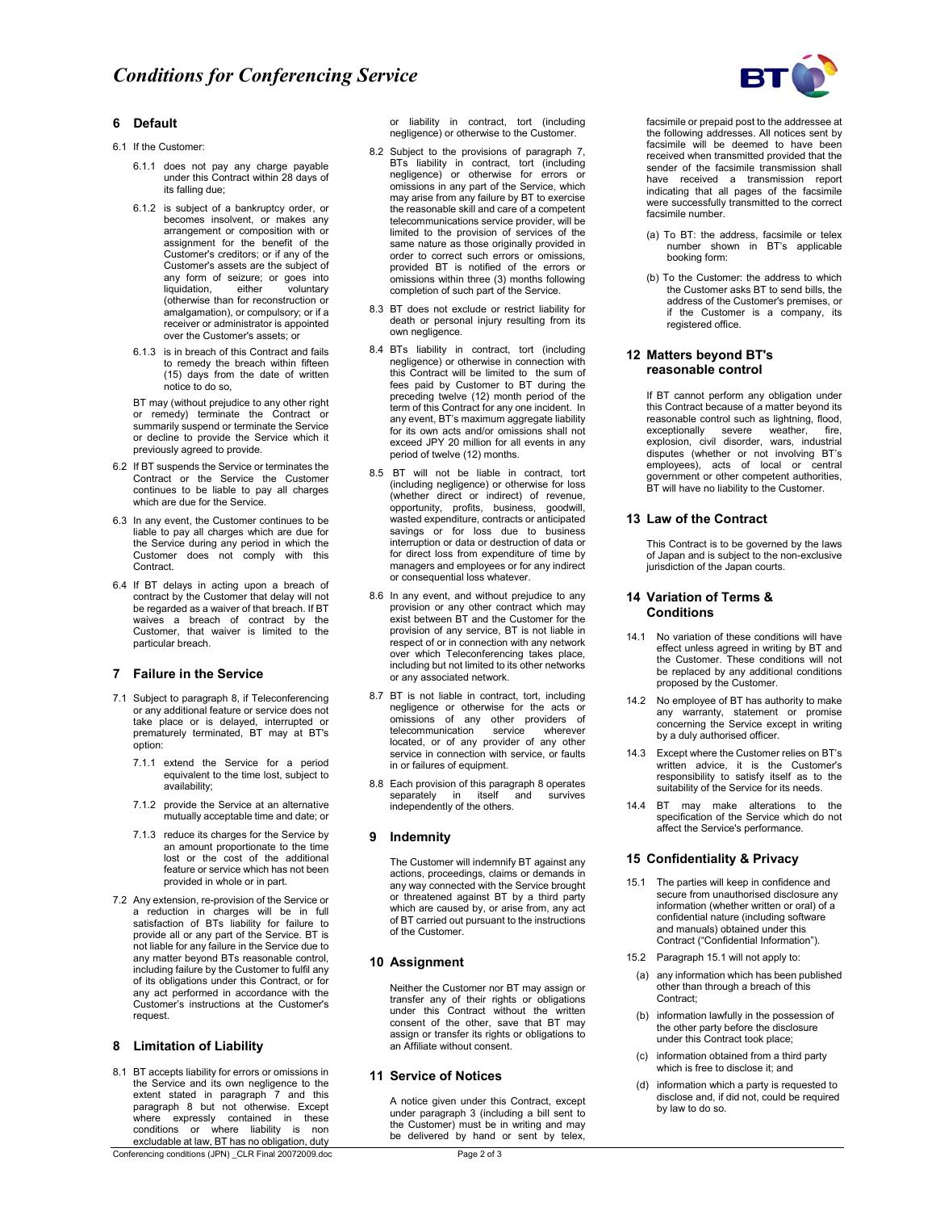## 6 Default

6.1 If the Customer:

6.1.1 does not pay any charge payable under this Contract within 28 days of its falling due;

6.1.2 is subject of a bankruptcy order, or becomes insolvent, or makes any arrangement or composition with or assignment for the benefit of the Customer's creditors; or if any of the Customer's assets are the subject of any form of seizure; or goes into liquidation, either voluntary (otherwise than for reconstruction or amalgamation), or compulsory; or if a receiver or administrator is appointed over the Customer's assets; or

6.1.3 is in breach of this Contract and fails to remedy the breach within fifteen (15) days from the date of written notice to do so,

BT may (without prejudice to any other right or remedy) terminate the Contract or summarily suspend or terminate the Service or decline to provide the Service which it previously agreed to provide.

6.2 If BT suspends the Service or terminates the Contract or the Service the Customer continues to be liable to pay all charges which are due for the Service.

6.3 In any event, the Customer continues to be liable to pay all charges which are due for the Service during any period in which the Customer does not comply with this Contract.

6.4 If BT delays in acting upon a breach of contract by the Customer that delay will not be regarded as a waiver of that breach. If BT waives a breach of contract by the Customer, that waiver is limited to the particular breach.

## 7 Failure in the Service

7.1 Subject to paragraph 8, if Teleconferencing or any additional feature or service does not take place or is delayed, interrupted or prematurely terminated, BT may at BT's option:

7.1.1 extend the Service for a period equivalent to the time lost, subject to availability;

7.1.2 provide the Service at an alternative mutually acceptable time and date; or

7.1.3 reduce its charges for the Service by an amount proportionate to the time lost or the cost of the additional feature or service which has not been provided in whole or in part.

7.2 Any extension, re-provision of the Service or a reduction in charges will be in full satisfaction of BTs liability for failure to provide all or any part of the Service. BT is not liable for any failure in the Service due to any matter beyond BTs reasonable control, including failure by the Customer to fulfil any of its obligations under this Contract, or for any act performed in accordance with the Customer's instructions at the Customer's request.

## 8 Limitation of Liability

8.1 BT accepts liability for errors or omissions in the Service and its own negligence to the extent stated in paragraph 7 and this paragraph 8 but not otherwise. Except where expressly contained in these conditions or where liability is non excludable at law, BT has no obligation, duty or liability in contract, tort (including negligence) or otherwise to the Customer.

8.2 Subject to the provisions of paragraph 7, BTs liability in contract, tort (including negligence) or otherwise for errors or omissions in any part of the Service, which may arise from any failure by BT to exercise the reasonable skill and care of a competent telecommunications service provider, will be limited to the provision of services of the same nature as those originally provided in order to correct such errors or omissions, provided BT is notified of the errors or omissions within three (3) months following completion of such part of the Service.

8.3 BT does not exclude or restrict liability for death or personal injury resulting from its own negligence.

8.4 BTs liability in contract, tort (including negligence) or otherwise in connection with this Contract will be limited to the sum of fees paid by Customer to BT during the preceding twelve (12) month period of the term of this Contract for any one incident. In any event, BT's maximum aggregate liability for its own acts and/or omissions shall not exceed JPY 20 million for all events in any period of twelve (12) months.

8.5 BT will not be liable in contract, tort (including negligence) or otherwise for loss (whether direct or indirect) of revenue, opportunity, profits, business, goodwill, wasted expenditure, contracts or anticipated savings or for loss due to business interruption or data or destruction of data or for direct loss from expenditure of time by managers and employees or for any indirect or consequential loss whatever.

8.6 In any event, and without prejudice to any provision or any other contract which may exist between BT and the Customer for the provision of any service, BT is not liable in respect of or in connection with any network over which Teleconferencing takes place, including but not limited to its other networks or any associated network.

8.7 BT is not liable in contract, tort, including negligence or otherwise for the acts or omissions of any other providers of telecommunication service wherever located, or of any provider of any other service in connection with service, or faults in or failures of equipment.

8.8 Each provision of this paragraph 8 operates separately in itself and survives independently of the others.

## 9 Indemnity

The Customer will indemnify BT against any actions, proceedings, claims or demands in any way connected with the Service brought or threatened against BT by a third party which are caused by, or arise from, any act of BT carried out pursuant to the instructions of the Customer.

## 10 Assignment

Neither the Customer nor BT may assign or transfer any of their rights or obligations under this Contract without the written consent of the other, save that BT may assign or transfer its rights or obligations to an Affiliate without consent.

## 11 Service of Notices

A notice given under this Contract, except under paragraph 3 (including a bill sent to the Customer) must be in writing and may be delivered by hand or sent by telex, facsimile or prepaid post to the addressee at the following addresses. All notices sent by facsimile will be deemed to have been received when transmitted provided that the sender of the facsimile transmission shall have received a transmission report indicating that all pages of the facsimile were successfully transmitted to the correct facsimile number.

(a) To BT: the address, facsimile or telex number shown in BT's applicable booking form:

(b) To the Customer: the address to which the Customer asks BT to send bills, the address of the Customer's premises, or if the Customer is a company, its registered office.

## 12 Matters beyond BT's reasonable control

If BT cannot perform any obligation under this Contract because of a matter beyond its reasonable control such as lightning, flood, exceptionally severe weather, fire, explosion, civil disorder, wars, industrial disputes (whether or not involving BT's employees), acts of local or central government or other competent authorities, BT will have no liability to the Customer.

## 13 Law of the Contract

This Contract is to be governed by the laws of Japan and is subject to the non-exclusive jurisdiction of the Japan courts.

## 14 Variation of Terms & Conditions

14.1 No variation of these conditions will have effect unless agreed in writing by BT and the Customer. These conditions will not be replaced by any additional conditions proposed by the Customer.

14.2 No employee of BT has authority to make any warranty, statement or promise concerning the Service except in writing by a duly authorised officer.

14.3 Except where the Customer relies on BT's written advice, it is the Customer's responsibility to satisfy itself as to the suitability of the Service for its needs.

14.4 BT may make alterations to the specification of the Service which do not affect the Service's performance.

## 15 Confidentiality & Privacy

15.1 The parties will keep in confidence and secure from unauthorised disclosure any information (whether written or oral) of a confidential nature (including software and manuals) obtained under this Contract ("Confidential Information").

15.2 Paragraph 15.1 will not apply to:

(a) any information which has been published other than through a breach of this Contract;

(b) information lawfully in the possession of the other party before the disclosure under this Contract took place;

(c) information obtained from a third party which is free to disclose it; and

(d) information which a party is requested to disclose and, if did not, could be required by law to do so.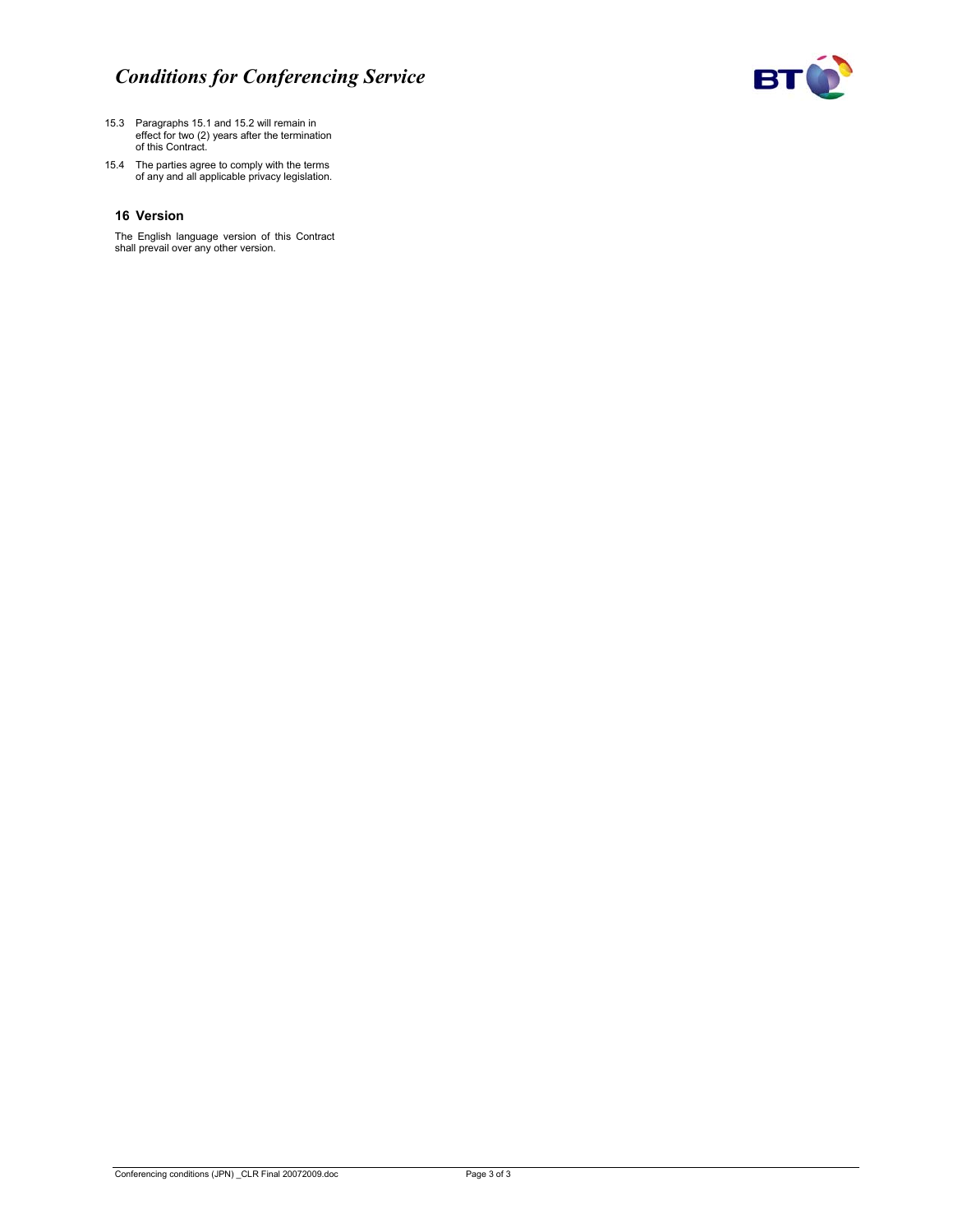15.3 Paragraphs 15.1 and 15.2 will remain in effect for two (2) years after the termination of this Contract.

15.4 The parties agree to comply with the terms of any and all applicable privacy legislation.

## 16 Version

The English language version of this Contract shall prevail over any other version.